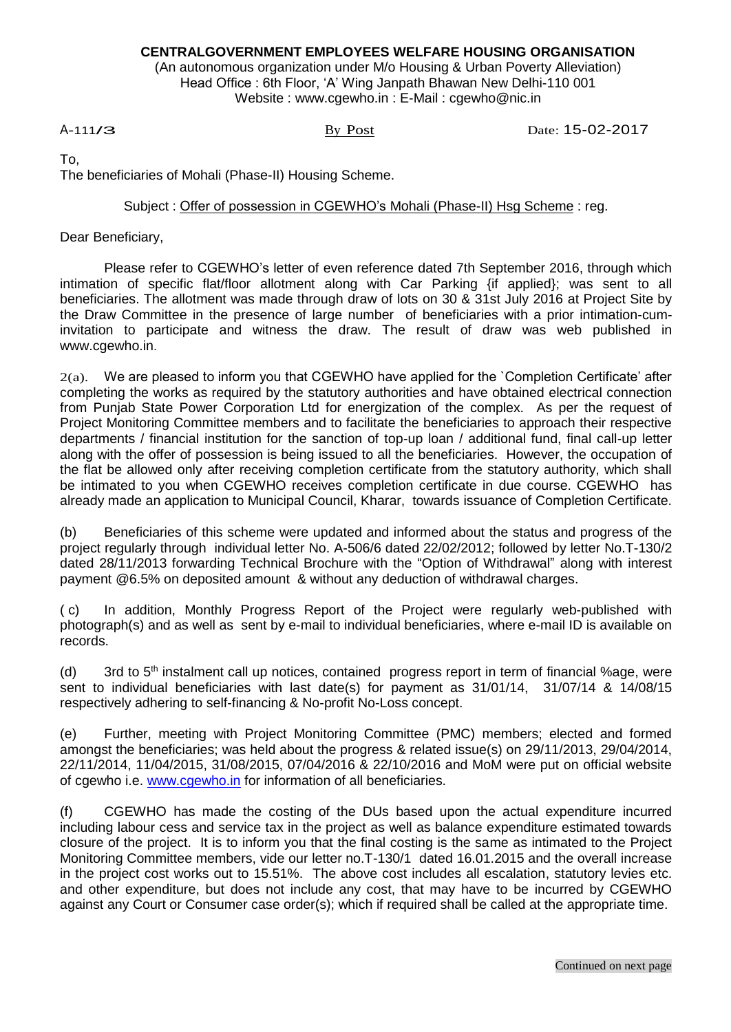**CENTRALGOVERNMENT EMPLOYEES WELFARE HOUSING ORGANISATION**
(An autonomous organization under M/o Housing & Urban Poverty Alleviation)
Head Office : 6th Floor, 'A' Wing Janpath Bhawan New Delhi-110 001
Website : www.cgewho.in : E-Mail : cgewho@nic.in

A-111/3 &nbsp;&nbsp;&nbsp;&nbsp;&nbsp;&nbsp;&nbsp;&nbsp;&nbsp;&nbsp;&nbsp;&nbsp;&nbsp;&nbsp;&nbsp;&nbsp;&nbsp;&nbsp;&nbsp;&nbsp; By Post &nbsp;&nbsp;&nbsp;&nbsp;&nbsp;&nbsp;&nbsp;&nbsp;&nbsp;&nbsp;&nbsp;&nbsp;&nbsp;&nbsp;&nbsp;&nbsp;&nbsp;&nbsp;&nbsp;&nbsp; Date: 15-02-2017

To,
The beneficiaries of Mohali (Phase-II) Housing Scheme.

Subject : Offer of possession in CGEWHO's Mohali (Phase-II) Hsg Scheme : reg.

Dear Beneficiary,

Please refer to CGEWHO's letter of even reference dated 7th September 2016, through which intimation of specific flat/floor allotment along with Car Parking {if applied}; was sent to all beneficiaries. The allotment was made through draw of lots on 30 & 31st July 2016 at Project Site by the Draw Committee in the presence of large number of beneficiaries with a prior intimation-cum-invitation to participate and witness the draw. The result of draw was web published in www.cgewho.in.

2(a). We are pleased to inform you that CGEWHO have applied for the `Completion Certificate' after completing the works as required by the statutory authorities and have obtained electrical connection from Punjab State Power Corporation Ltd for energization of the complex. As per the request of Project Monitoring Committee members and to facilitate the beneficiaries to approach their respective departments / financial institution for the sanction of top-up loan / additional fund, final call-up letter along with the offer of possession is being issued to all the beneficiaries. However, the occupation of the flat be allowed only after receiving completion certificate from the statutory authority, which shall be intimated to you when CGEWHO receives completion certificate in due course. CGEWHO has already made an application to Municipal Council, Kharar, towards issuance of Completion Certificate.

(b) Beneficiaries of this scheme were updated and informed about the status and progress of the project regularly through individual letter No. A-506/6 dated 22/02/2012; followed by letter No.T-130/2 dated 28/11/2013 forwarding Technical Brochure with the "Option of Withdrawal" along with interest payment @6.5% on deposited amount & without any deduction of withdrawal charges.

(c) In addition, Monthly Progress Report of the Project were regularly web-published with photograph(s) and as well as sent by e-mail to individual beneficiaries, where e-mail ID is available on records.

(d) 3rd to 5th instalment call up notices, contained progress report in term of financial %age, were sent to individual beneficiaries with last date(s) for payment as 31/01/14, 31/07/14 & 14/08/15 respectively adhering to self-financing & No-profit No-Loss concept.

(e) Further, meeting with Project Monitoring Committee (PMC) members; elected and formed amongst the beneficiaries; was held about the progress & related issue(s) on 29/11/2013, 29/04/2014, 22/11/2014, 11/04/2015, 31/08/2015, 07/04/2016 & 22/10/2016 and MoM were put on official website of cgewho i.e. www.cgewho.in for information of all beneficiaries.

(f) CGEWHO has made the costing of the DUs based upon the actual expenditure incurred including labour cess and service tax in the project as well as balance expenditure estimated towards closure of the project. It is to inform you that the final costing is the same as intimated to the Project Monitoring Committee members, vide our letter no.T-130/1 dated 16.01.2015 and the overall increase in the project cost works out to 15.51%. The above cost includes all escalation, statutory levies etc. and other expenditure, but does not include any cost, that may have to be incurred by CGEWHO against any Court or Consumer case order(s); which if required shall be called at the appropriate time.

Continued on next page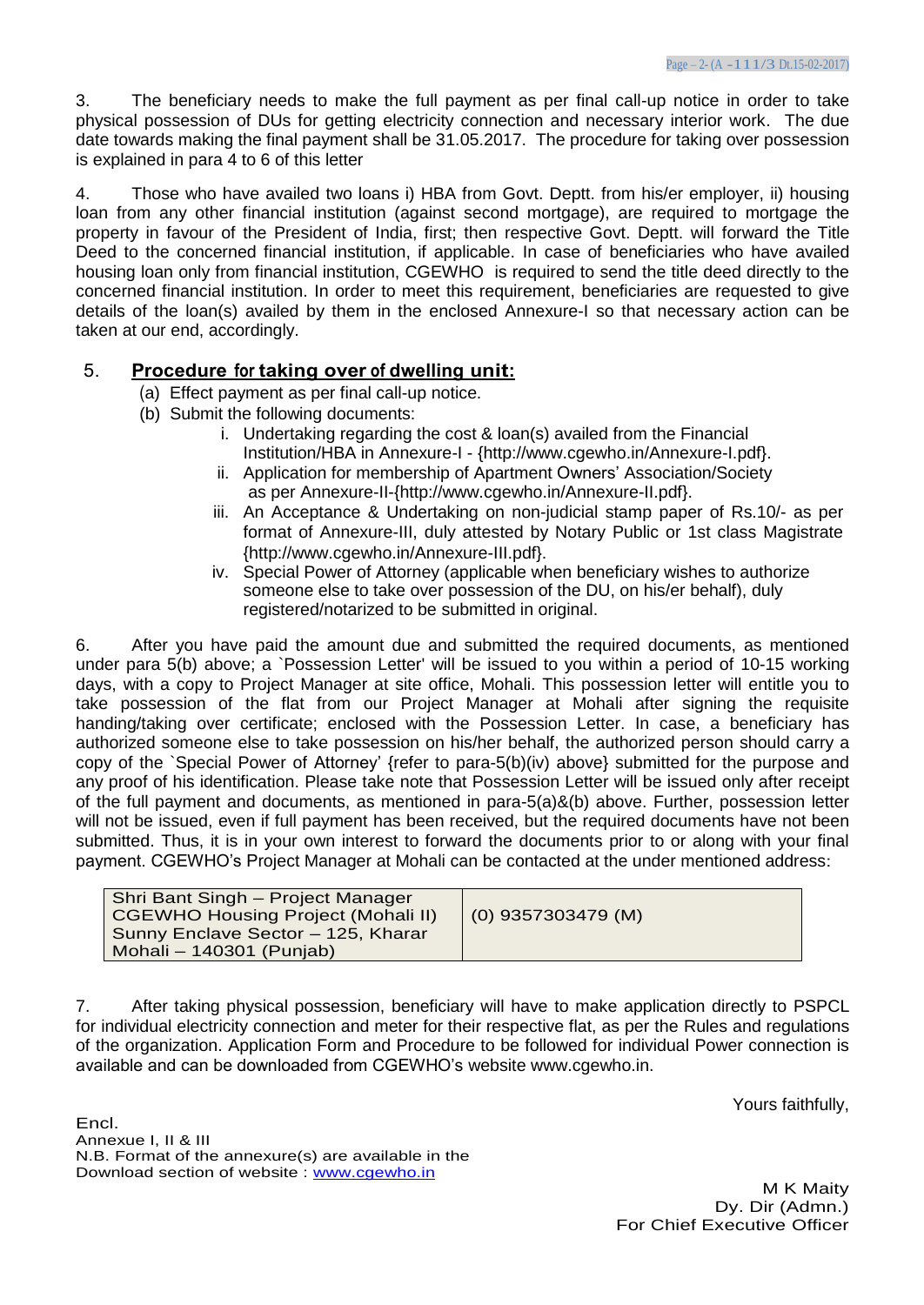3. The beneficiary needs to make the full payment as per final call-up notice in order to take physical possession of DUs for getting electricity connection and necessary interior work. The due date towards making the final payment shall be 31.05.2017. The procedure for taking over possession is explained in para 4 to 6 of this letter

4. Those who have availed two loans i) HBA from Govt. Deptt. from his/er employer, ii) housing loan from any other financial institution (against second mortgage), are required to mortgage the property in favour of the President of India, first; then respective Govt. Deptt. will forward the Title Deed to the concerned financial institution, if applicable. In case of beneficiaries who have availed housing loan only from financial institution, CGEWHO is required to send the title deed directly to the concerned financial institution. In order to meet this requirement, beneficiaries are requested to give details of the loan(s) availed by them in the enclosed Annexure-I so that necessary action can be taken at our end, accordingly.

5. **Procedure for taking over of dwelling unit:**

(a) Effect payment as per final call-up notice.

(b) Submit the following documents:

i. Undertaking regarding the cost & loan(s) availed from the Financial Institution/HBA in Annexure-I - {http://www.cgewho.in/Annexure-I.pdf}.

ii. Application for membership of Apartment Owners' Association/Society as per Annexure-II-{http://www.cgewho.in/Annexure-II.pdf}.

iii. An Acceptance & Undertaking on non-judicial stamp paper of Rs.10/- as per format of Annexure-III, duly attested by Notary Public or 1st class Magistrate {http://www.cgewho.in/Annexure-III.pdf}.

iv. Special Power of Attorney (applicable when beneficiary wishes to authorize someone else to take over possession of the DU, on his/er behalf), duly registered/notarized to be submitted in original.

6. After you have paid the amount due and submitted the required documents, as mentioned under para 5(b) above; a `Possession Letter' will be issued to you within a period of 10-15 working days, with a copy to Project Manager at site office, Mohali. This possession letter will entitle you to take possession of the flat from our Project Manager at Mohali after signing the requisite handing/taking over certificate; enclosed with the Possession Letter. In case, a beneficiary has authorized someone else to take possession on his/her behalf, the authorized person should carry a copy of the `Special Power of Attorney' {refer to para-5(b)(iv) above} submitted for the purpose and any proof of his identification. Please take note that Possession Letter will be issued only after receipt of the full payment and documents, as mentioned in para-5(a)&(b) above. Further, possession letter will not be issued, even if full payment has been received, but the required documents have not been submitted. Thus, it is in your own interest to forward the documents prior to or along with your final payment. CGEWHO's Project Manager at Mohali can be contacted at the under mentioned address:

| | |
|---|---|
| Shri Bant Singh – Project Manager<br>CGEWHO Housing Project (Mohali II)<br>Sunny Enclave Sector – 125, Kharar<br>Mohali – 140301 (Punjab) | (0) 9357303479 (M) |

7. After taking physical possession, beneficiary will have to make application directly to PSPCL for individual electricity connection and meter for their respective flat, as per the Rules and regulations of the organization. Application Form and Procedure to be followed for individual Power connection is available and can be downloaded from CGEWHO's website www.cgewho.in.

Yours faithfully,

Encl.
Annexue I, II & III
N.B. Format of the annexure(s) are available in the Download section of website : www.cgewho.in

M K Maity
Dy. Dir (Admn.)
For Chief Executive Officer